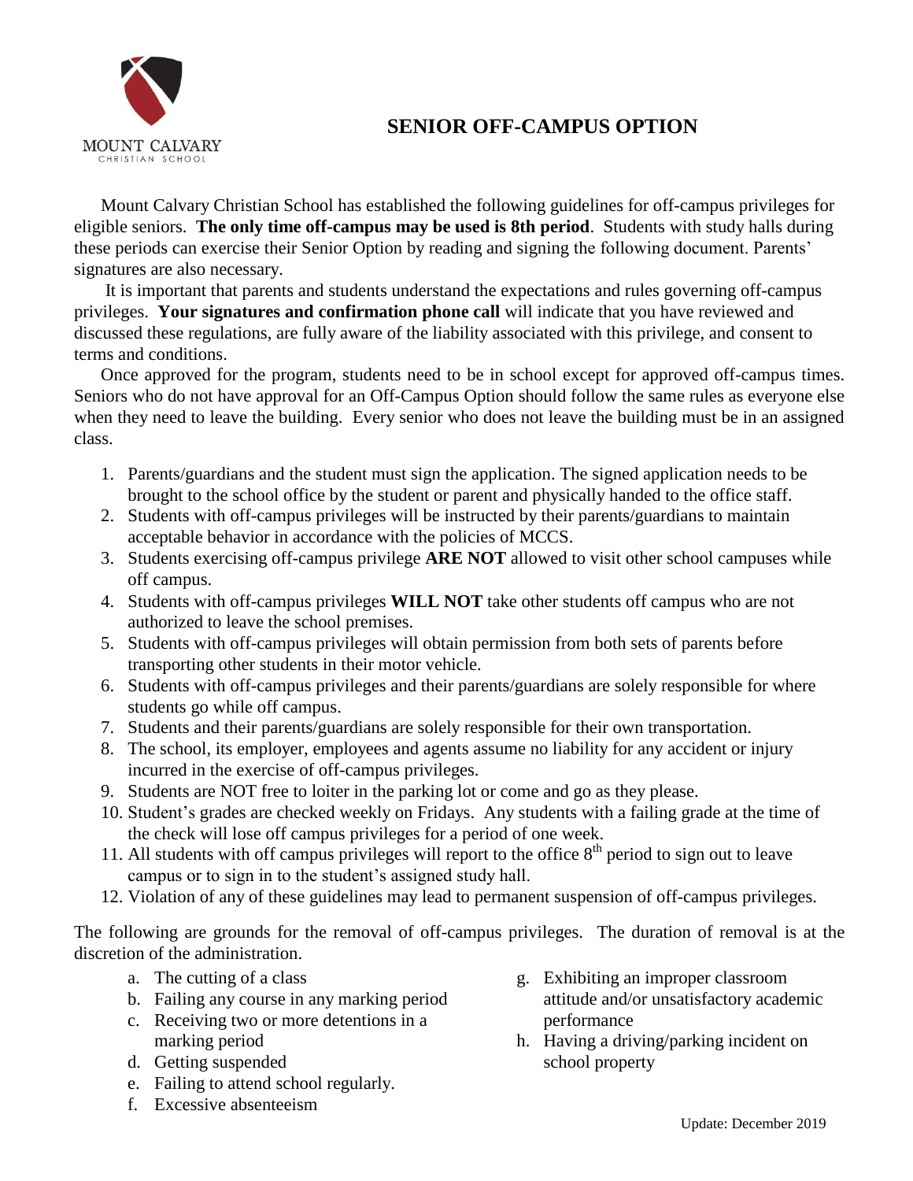MOUNT CALVARY
CHRISTIAN SCHOOL

# SENIOR OFF-CAMPUS OPTION

Mount Calvary Christian School has established the following guidelines for off-campus privileges for eligible seniors. **The only time off-campus may be used is 8th period**. Students with study halls during these periods can exercise their Senior Option by reading and signing the following document. Parents' signatures are also necessary.

It is important that parents and students understand the expectations and rules governing off-campus privileges. **Your signatures and confirmation phone call** will indicate that you have reviewed and discussed these regulations, are fully aware of the liability associated with this privilege, and consent to terms and conditions.

Once approved for the program, students need to be in school except for approved off-campus times. Seniors who do not have approval for an Off-Campus Option should follow the same rules as everyone else when they need to leave the building. Every senior who does not leave the building must be in an assigned class.

1. Parents/guardians and the student must sign the application. The signed application needs to be brought to the school office by the student or parent and physically handed to the office staff.
2. Students with off-campus privileges will be instructed by their parents/guardians to maintain acceptable behavior in accordance with the policies of MCCS.
3. Students exercising off-campus privilege **ARE NOT** allowed to visit other school campuses while off campus.
4. Students with off-campus privileges **WILL NOT** take other students off campus who are not authorized to leave the school premises.
5. Students with off-campus privileges will obtain permission from both sets of parents before transporting other students in their motor vehicle.
6. Students with off-campus privileges and their parents/guardians are solely responsible for where students go while off campus.
7. Students and their parents/guardians are solely responsible for their own transportation.
8. The school, its employer, employees and agents assume no liability for any accident or injury incurred in the exercise of off-campus privileges.
9. Students are NOT free to loiter in the parking lot or come and go as they please.
10. Student's grades are checked weekly on Fridays. Any students with a failing grade at the time of the check will lose off campus privileges for a period of one week.
11. All students with off campus privileges will report to the office 8th period to sign out to leave campus or to sign in to the student's assigned study hall.
12. Violation of any of these guidelines may lead to permanent suspension of off-campus privileges.

The following are grounds for the removal of off-campus privileges. The duration of removal is at the discretion of the administration.

a. The cutting of a class
b. Failing any course in any marking period
c. Receiving two or more detentions in a marking period
d. Getting suspended
e. Failing to attend school regularly.
f. Excessive absenteeism
g. Exhibiting an improper classroom attitude and/or unsatisfactory academic performance
h. Having a driving/parking incident on school property

Update: December 2019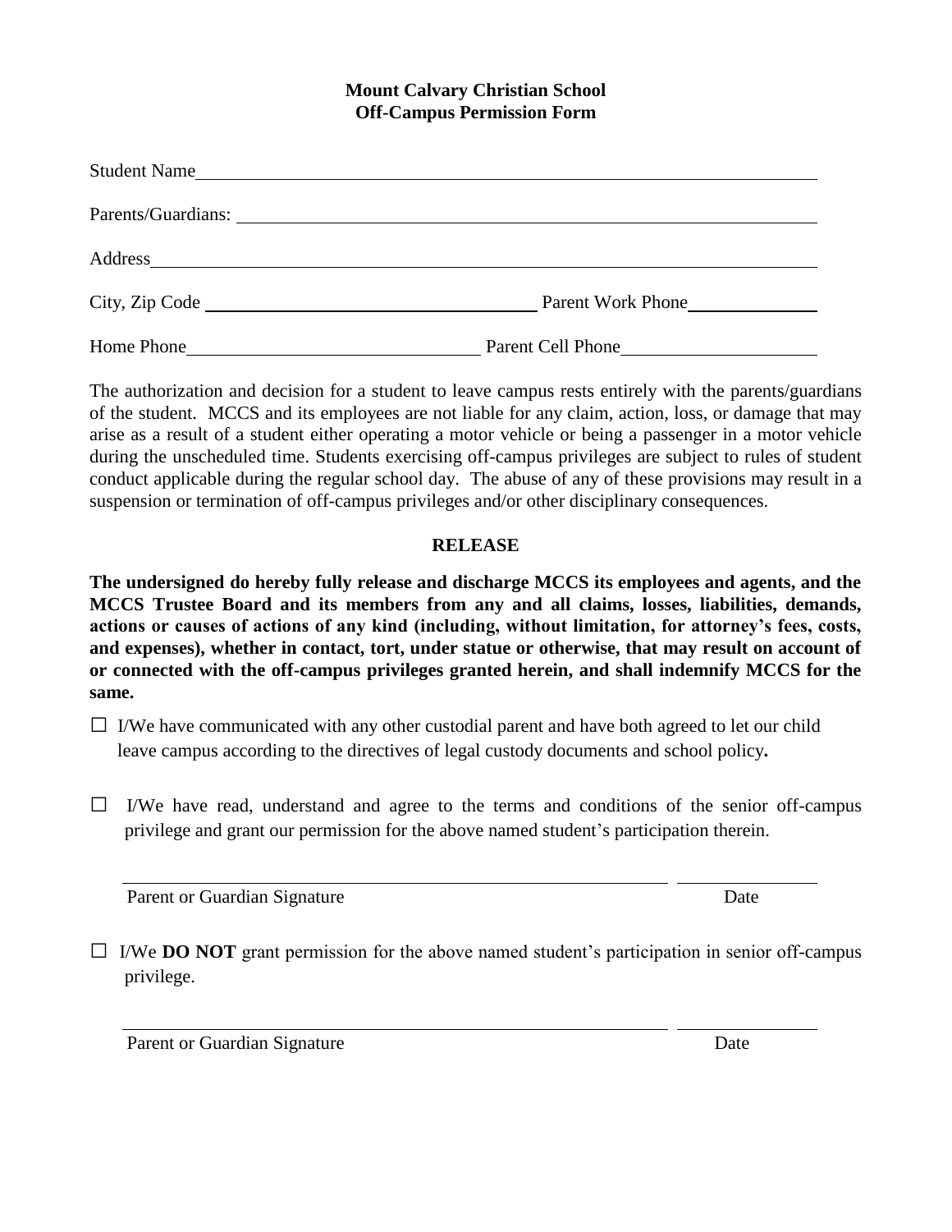**Mount Calvary Christian School**
**Off-Campus Permission Form**

Student Name\_\_\_\_\_\_\_\_\_\_\_\_\_\_\_\_\_\_\_\_\_\_\_\_\_\_\_\_\_\_\_\_\_\_\_\_\_\_\_\_\_\_\_\_\_\_\_\_\_\_\_\_\_\_\_\_\_\_\_\_

Parents/Guardians: \_\_\_\_\_\_\_\_\_\_\_\_\_\_\_\_\_\_\_\_\_\_\_\_\_\_\_\_\_\_\_\_\_\_\_\_\_\_\_\_\_\_\_\_\_\_\_\_\_\_\_\_\_\_

Address\_\_\_\_\_\_\_\_\_\_\_\_\_\_\_\_\_\_\_\_\_\_\_\_\_\_\_\_\_\_\_\_\_\_\_\_\_\_\_\_\_\_\_\_\_\_\_\_\_\_\_\_\_\_\_\_\_\_\_\_\_\_\_\_

City, Zip Code \_\_\_\_\_\_\_\_\_\_\_\_\_\_\_\_\_\_\_\_\_\_\_\_\_\_\_\_\_\_ Parent Work Phone\_\_\_\_\_\_\_\_\_\_\_\_

Home Phone\_\_\_\_\_\_\_\_\_\_\_\_\_\_\_\_\_\_\_\_\_\_\_\_\_\_\_ Parent Cell Phone\_\_\_\_\_\_\_\_\_\_\_\_\_\_\_\_\_\_

The authorization and decision for a student to leave campus rests entirely with the parents/guardians of the student. MCCS and its employees are not liable for any claim, action, loss, or damage that may arise as a result of a student either operating a motor vehicle or being a passenger in a motor vehicle during the unscheduled time. Students exercising off-campus privileges are subject to rules of student conduct applicable during the regular school day. The abuse of any of these provisions may result in a suspension or termination of off-campus privileges and/or other disciplinary consequences.

**RELEASE**

**The undersigned do hereby fully release and discharge MCCS its employees and agents, and the MCCS Trustee Board and its members from any and all claims, losses, liabilities, demands, actions or causes of actions of any kind (including, without limitation, for attorney's fees, costs, and expenses), whether in contact, tort, under statue or otherwise, that may result on account of or connected with the off-campus privileges granted herein, and shall indemnify MCCS for the same.**

☐ I/We have communicated with any other custodial parent and have both agreed to let our child leave campus according to the directives of legal custody documents and school policy**.**

☐ I/We have read, understand and agree to the terms and conditions of the senior off-campus privilege and grant our permission for the above named student's participation therein.

\_\_\_\_\_\_\_\_\_\_\_\_\_\_\_\_\_\_\_\_\_\_\_\_\_\_\_\_\_\_\_\_\_\_\_\_\_\_\_\_\_\_\_\_\_\_\_\_ \_\_\_\_\_\_\_\_\_\_\_\_

Parent or Guardian Signature Date

☐ I/We **DO NOT** grant permission for the above named student's participation in senior off-campus privilege.

\_\_\_\_\_\_\_\_\_\_\_\_\_\_\_\_\_\_\_\_\_\_\_\_\_\_\_\_\_\_\_\_\_\_\_\_\_\_\_\_\_\_\_\_\_\_\_\_ \_\_\_\_\_\_\_\_\_\_\_\_

Parent or Guardian Signature Date